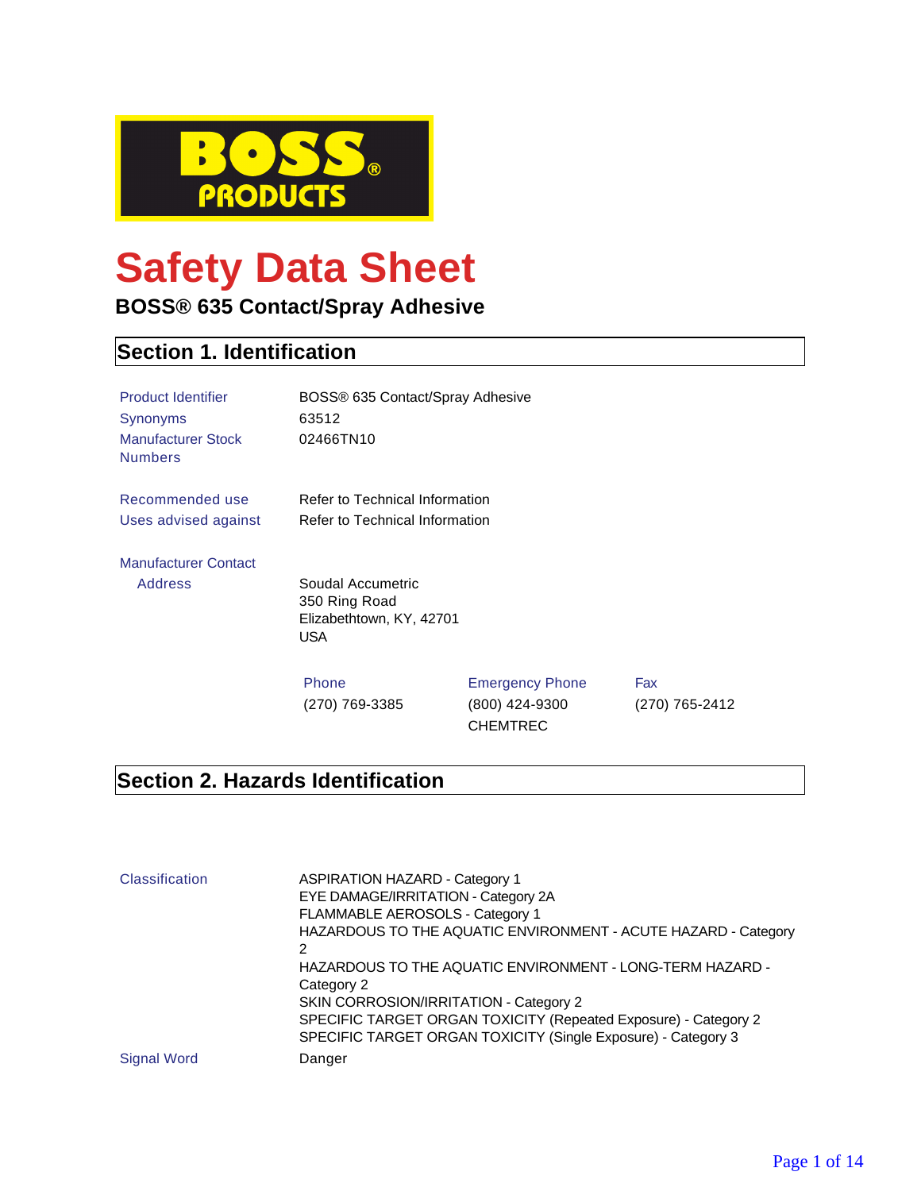BOSS® PRODUCTS

# Safety Data Sheet

**BOSS® 635 Contact/Spray Adhesive**

## Section 1. Identification

| | |
|---|---|
| Product Identifier | BOSS® 635 Contact/Spray Adhesive |
| Synonyms | 63512 |
| Manufacturer Stock Numbers | 02466TN10 |
| Recommended use | Refer to Technical Information |
| Uses advised against | Refer to Technical Information |

**Manufacturer Contact**

Address

Soudal Accumetric
350 Ring Road
Elizabethtown, KY, 42701
USA

| Phone | Emergency Phone | Fax |
|---|---|---|
| (270) 769-3385 | (800) 424-9300 CHEMTREC | (270) 765-2412 |

## Section 2. Hazards Identification

**Classification**

ASPIRATION HAZARD - Category 1
EYE DAMAGE/IRRITATION - Category 2A
FLAMMABLE AEROSOLS - Category 1
HAZARDOUS TO THE AQUATIC ENVIRONMENT - ACUTE HAZARD - Category 2
HAZARDOUS TO THE AQUATIC ENVIRONMENT - LONG-TERM HAZARD - Category 2
SKIN CORROSION/IRRITATION - Category 2
SPECIFIC TARGET ORGAN TOXICITY (Repeated Exposure) - Category 2
SPECIFIC TARGET ORGAN TOXICITY (Single Exposure) - Category 3

**Signal Word**

Danger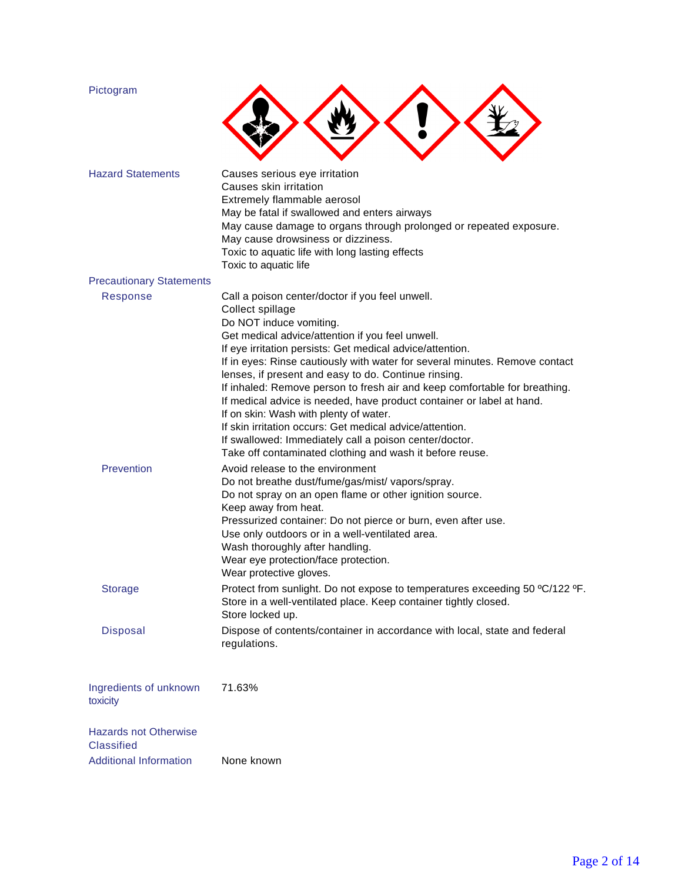**Pictogram**

**Hazard Statements**

Causes serious eye irritation
Causes skin irritation
Extremely flammable aerosol
May be fatal if swallowed and enters airways
May cause damage to organs through prolonged or repeated exposure.
May cause drowsiness or dizziness.
Toxic to aquatic life with long lasting effects
Toxic to aquatic life

**Precautionary Statements**

**Response**

Call a poison center/doctor if you feel unwell.
Collect spillage
Do NOT induce vomiting.
Get medical advice/attention if you feel unwell.
If eye irritation persists: Get medical advice/attention.
If in eyes: Rinse cautiously with water for several minutes. Remove contact lenses, if present and easy to do. Continue rinsing.
If inhaled: Remove person to fresh air and keep comfortable for breathing.
If medical advice is needed, have product container or label at hand.
If on skin: Wash with plenty of water.
If skin irritation occurs: Get medical advice/attention.
If swallowed: Immediately call a poison center/doctor.
Take off contaminated clothing and wash it before reuse.

**Prevention**

Avoid release to the environment
Do not breathe dust/fume/gas/mist/ vapors/spray.
Do not spray on an open flame or other ignition source.
Keep away from heat.
Pressurized container: Do not pierce or burn, even after use.
Use only outdoors or in a well-ventilated area.
Wash thoroughly after handling.
Wear eye protection/face protection.
Wear protective gloves.

**Storage**

Protect from sunlight. Do not expose to temperatures exceeding 50 ºC/122 ºF.
Store in a well-ventilated place. Keep container tightly closed.
Store locked up.

**Disposal**

Dispose of contents/container in accordance with local, state and federal regulations.

**Ingredients of unknown toxicity**

71.63%

**Hazards not Otherwise Classified**

**Additional Information**

None known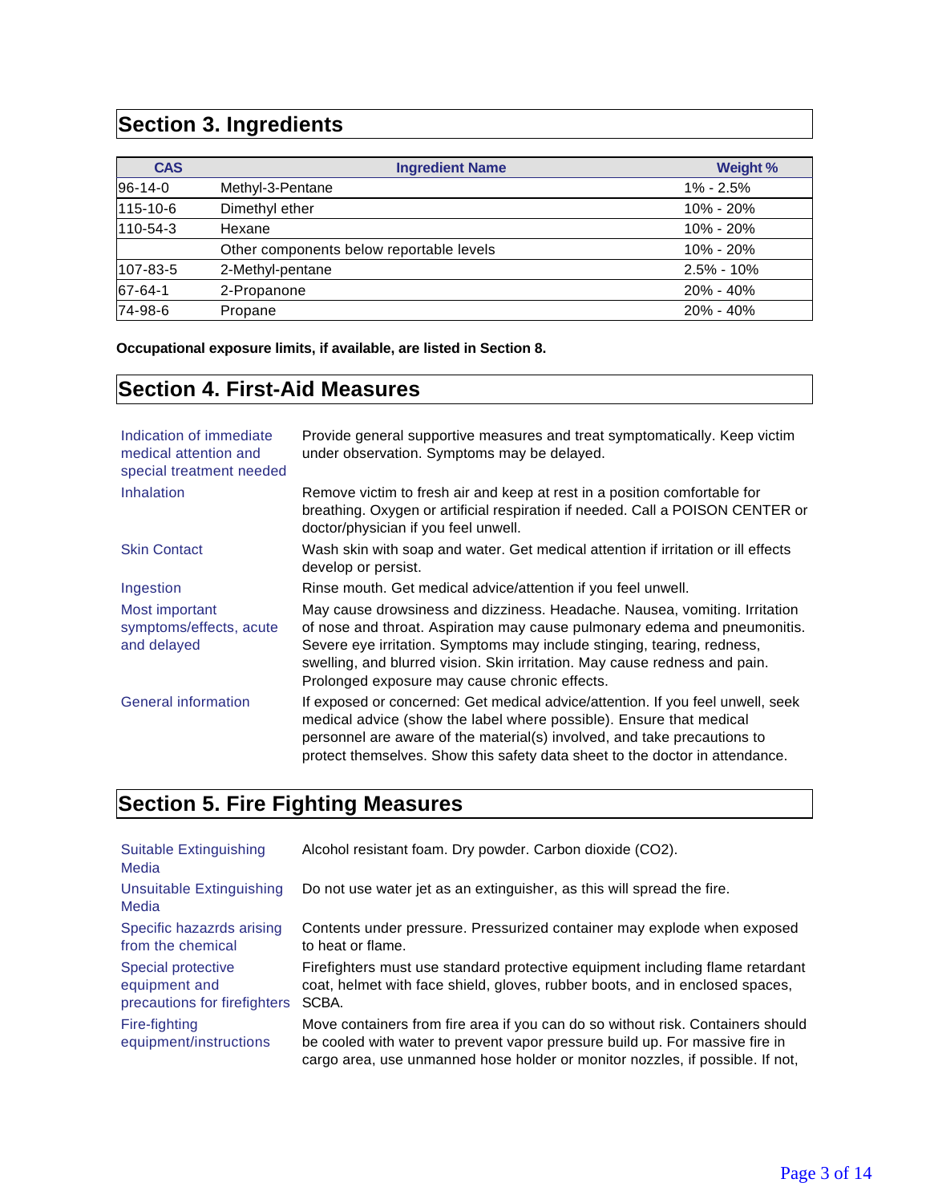## Section 3. Ingredients

| CAS | Ingredient Name | Weight % |
|---|---|---|
| 96-14-0 | Methyl-3-Pentane | 1% - 2.5% |
| 115-10-6 | Dimethyl ether | 10% - 20% |
| 110-54-3 | Hexane | 10% - 20% |
| | Other components below reportable levels | 10% - 20% |
| 107-83-5 | 2-Methyl-pentane | 2.5% - 10% |
| 67-64-1 | 2-Propanone | 20% - 40% |
| 74-98-6 | Propane | 20% - 40% |

**Occupational exposure limits, if available, are listed in Section 8.**

## Section 4. First-Aid Measures

| | |
|---|---|
| Indication of immediate medical attention and special treatment needed | Provide general supportive measures and treat symptomatically. Keep victim under observation. Symptoms may be delayed. |
| Inhalation | Remove victim to fresh air and keep at rest in a position comfortable for breathing. Oxygen or artificial respiration if needed. Call a POISON CENTER or doctor/physician if you feel unwell. |
| Skin Contact | Wash skin with soap and water. Get medical attention if irritation or ill effects develop or persist. |
| Ingestion | Rinse mouth. Get medical advice/attention if you feel unwell. |
| Most important symptoms/effects, acute and delayed | May cause drowsiness and dizziness. Headache. Nausea, vomiting. Irritation of nose and throat. Aspiration may cause pulmonary edema and pneumonitis. Severe eye irritation. Symptoms may include stinging, tearing, redness, swelling, and blurred vision. Skin irritation. May cause redness and pain. Prolonged exposure may cause chronic effects. |
| General information | If exposed or concerned: Get medical advice/attention. If you feel unwell, seek medical advice (show the label where possible). Ensure that medical personnel are aware of the material(s) involved, and take precautions to protect themselves. Show this safety data sheet to the doctor in attendance. |

## Section 5. Fire Fighting Measures

| | |
|---|---|
| Suitable Extinguishing Media | Alcohol resistant foam. Dry powder. Carbon dioxide ($CO_2$). |
| Unsuitable Extinguishing Media | Do not use water jet as an extinguisher, as this will spread the fire. |
| Specific hazazrds arising from the chemical | Contents under pressure. Pressurized container may explode when exposed to heat or flame. |
| Special protective equipment and precautions for firefighters | Firefighters must use standard protective equipment including flame retardant coat, helmet with face shield, gloves, rubber boots, and in enclosed spaces, SCBA. |
| Fire-fighting equipment/instructions | Move containers from fire area if you can do so without risk. Containers should be cooled with water to prevent vapor pressure build up. For massive fire in cargo area, use unmanned hose holder or monitor nozzles, if possible. If not, |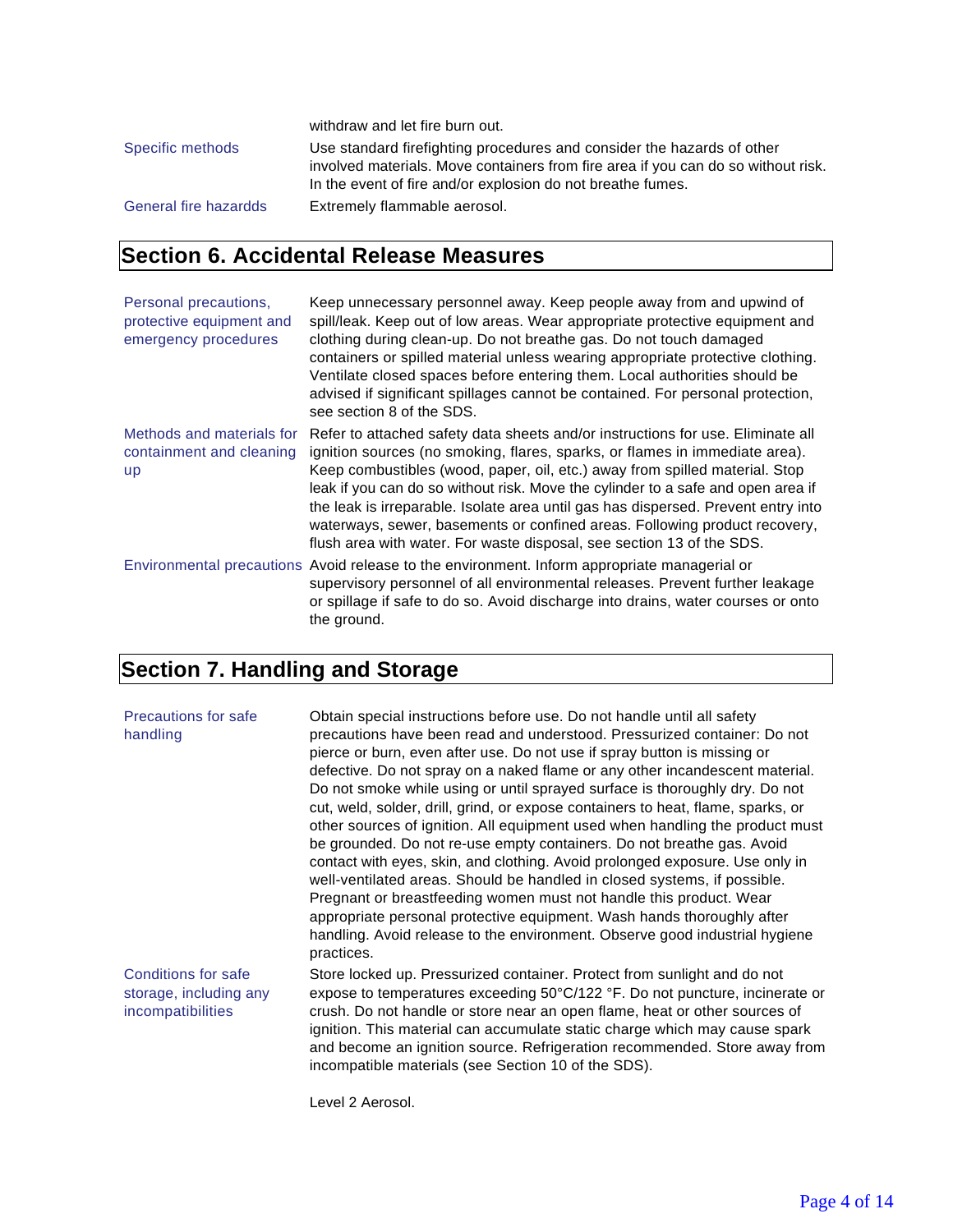withdraw and let fire burn out.

| | |
|---|---|
| Specific methods | Use standard firefighting procedures and consider the hazards of other involved materials. Move containers from fire area if you can do so without risk. In the event of fire and/or explosion do not breathe fumes. |
| General fire hazardds | Extremely flammable aerosol. |

## Section 6. Accidental Release Measures

| | |
|---|---|
| Personal precautions, protective equipment and emergency procedures | Keep unnecessary personnel away. Keep people away from and upwind of spill/leak. Keep out of low areas. Wear appropriate protective equipment and clothing during clean-up. Do not breathe gas. Do not touch damaged containers or spilled material unless wearing appropriate protective clothing. Ventilate closed spaces before entering them. Local authorities should be advised if significant spillages cannot be contained. For personal protection, see section 8 of the SDS. |
| Methods and materials for containment and cleaning up | Refer to attached safety data sheets and/or instructions for use. Eliminate all ignition sources (no smoking, flares, sparks, or flames in immediate area). Keep combustibles (wood, paper, oil, etc.) away from spilled material. Stop leak if you can do so without risk. Move the cylinder to a safe and open area if the leak is irreparable. Isolate area until gas has dispersed. Prevent entry into waterways, sewer, basements or confined areas. Following product recovery, flush area with water. For waste disposal, see section 13 of the SDS. |
| Environmental precautions | Avoid release to the environment. Inform appropriate managerial or supervisory personnel of all environmental releases. Prevent further leakage or spillage if safe to do so. Avoid discharge into drains, water courses or onto the ground. |

## Section 7. Handling and Storage

| | |
|---|---|
| Precautions for safe handling | Obtain special instructions before use. Do not handle until all safety precautions have been read and understood. Pressurized container: Do not pierce or burn, even after use. Do not use if spray button is missing or defective. Do not spray on a naked flame or any other incandescent material. Do not smoke while using or until sprayed surface is thoroughly dry. Do not cut, weld, solder, drill, grind, or expose containers to heat, flame, sparks, or other sources of ignition. All equipment used when handling the product must be grounded. Do not re-use empty containers. Do not breathe gas. Avoid contact with eyes, skin, and clothing. Avoid prolonged exposure. Use only in well-ventilated areas. Should be handled in closed systems, if possible. Pregnant or breastfeeding women must not handle this product. Wear appropriate personal protective equipment. Wash hands thoroughly after handling. Avoid release to the environment. Observe good industrial hygiene practices. |
| Conditions for safe storage, including any incompatibilities | Store locked up. Pressurized container. Protect from sunlight and do not expose to temperatures exceeding 50°C/122 °F. Do not puncture, incinerate or crush. Do not handle or store near an open flame, heat or other sources of ignition. This material can accumulate static charge which may cause spark and become an ignition source. Refrigeration recommended. Store away from incompatible materials (see Section 10 of the SDS).<br><br>Level 2 Aerosol. |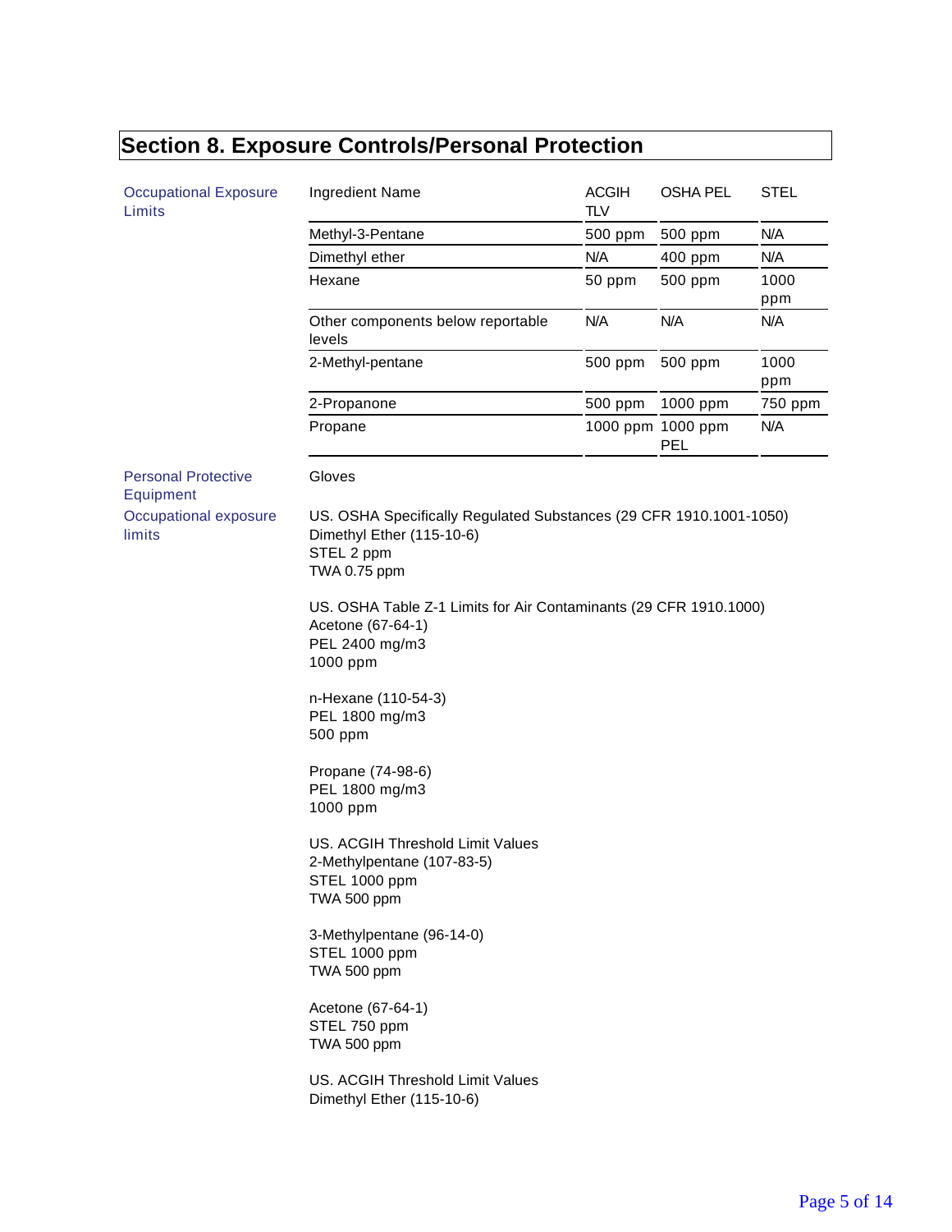## Section 8. Exposure Controls/Personal Protection

**Occupational Exposure Limits**

| Ingredient Name | ACGIH TLV | OSHA PEL | STEL |
|---|---|---|---|
| Methyl-3-Pentane | 500 ppm | 500 ppm | N/A |
| Dimethyl ether | N/A | 400 ppm | N/A |
| Hexane | 50 ppm | 500 ppm | 1000 ppm |
| Other components below reportable levels | N/A | N/A | N/A |
| 2-Methyl-pentane | 500 ppm | 500 ppm | 1000 ppm |
| 2-Propanone | 500 ppm | 1000 ppm | 750 ppm |
| Propane | 1000 ppm | 1000 ppm PEL | N/A |

**Personal Protective Equipment**

Gloves

**Occupational exposure limits**

US. OSHA Specifically Regulated Substances (29 CFR 1910.1001-1050)
Dimethyl Ether (115-10-6)
STEL 2 ppm
TWA 0.75 ppm

US. OSHA Table Z-1 Limits for Air Contaminants (29 CFR 1910.1000)
Acetone (67-64-1)
PEL 2400 mg/m3
1000 ppm

n-Hexane (110-54-3)
PEL 1800 mg/m3
500 ppm

Propane (74-98-6)
PEL 1800 mg/m3
1000 ppm

US. ACGIH Threshold Limit Values
2-Methylpentane (107-83-5)
STEL 1000 ppm
TWA 500 ppm

3-Methylpentane (96-14-0)
STEL 1000 ppm
TWA 500 ppm

Acetone (67-64-1)
STEL 750 ppm
TWA 500 ppm

US. ACGIH Threshold Limit Values
Dimethyl Ether (115-10-6)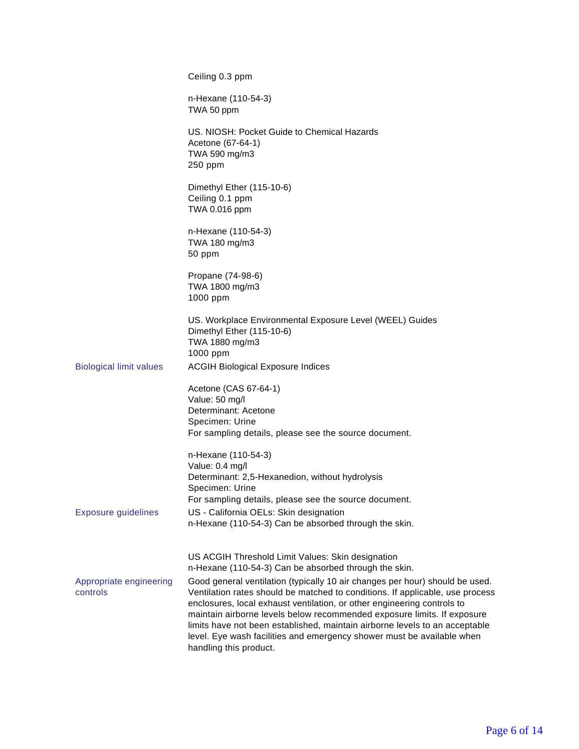Ceiling 0.3 ppm

n-Hexane (110-54-3)
TWA 50 ppm

US. NIOSH: Pocket Guide to Chemical Hazards
Acetone (67-64-1)
TWA 590 mg/m3
250 ppm

Dimethyl Ether (115-10-6)
Ceiling 0.1 ppm
TWA 0.016 ppm

n-Hexane (110-54-3)
TWA 180 mg/m3
50 ppm

Propane (74-98-6)
TWA 1800 mg/m3
1000 ppm

US. Workplace Environmental Exposure Level (WEEL) Guides
Dimethyl Ether (115-10-6)
TWA 1880 mg/m3
1000 ppm

**Biological limit values**

ACGIH Biological Exposure Indices

Acetone (CAS 67-64-1)
Value: 50 mg/l
Determinant: Acetone
Specimen: Urine
For sampling details, please see the source document.

n-Hexane (110-54-3)
Value: 0.4 mg/l
Determinant: 2,5-Hexanedion, without hydrolysis
Specimen: Urine
For sampling details, please see the source document.

**Exposure guidelines**

US - California OELs: Skin designation
n-Hexane (110-54-3) Can be absorbed through the skin.

US ACGIH Threshold Limit Values: Skin designation
n-Hexane (110-54-3) Can be absorbed through the skin.

**Appropriate engineering controls**

Good general ventilation (typically 10 air changes per hour) should be used. Ventilation rates should be matched to conditions. If applicable, use process enclosures, local exhaust ventilation, or other engineering controls to maintain airborne levels below recommended exposure limits. If exposure limits have not been established, maintain airborne levels to an acceptable level. Eye wash facilities and emergency shower must be available when handling this product.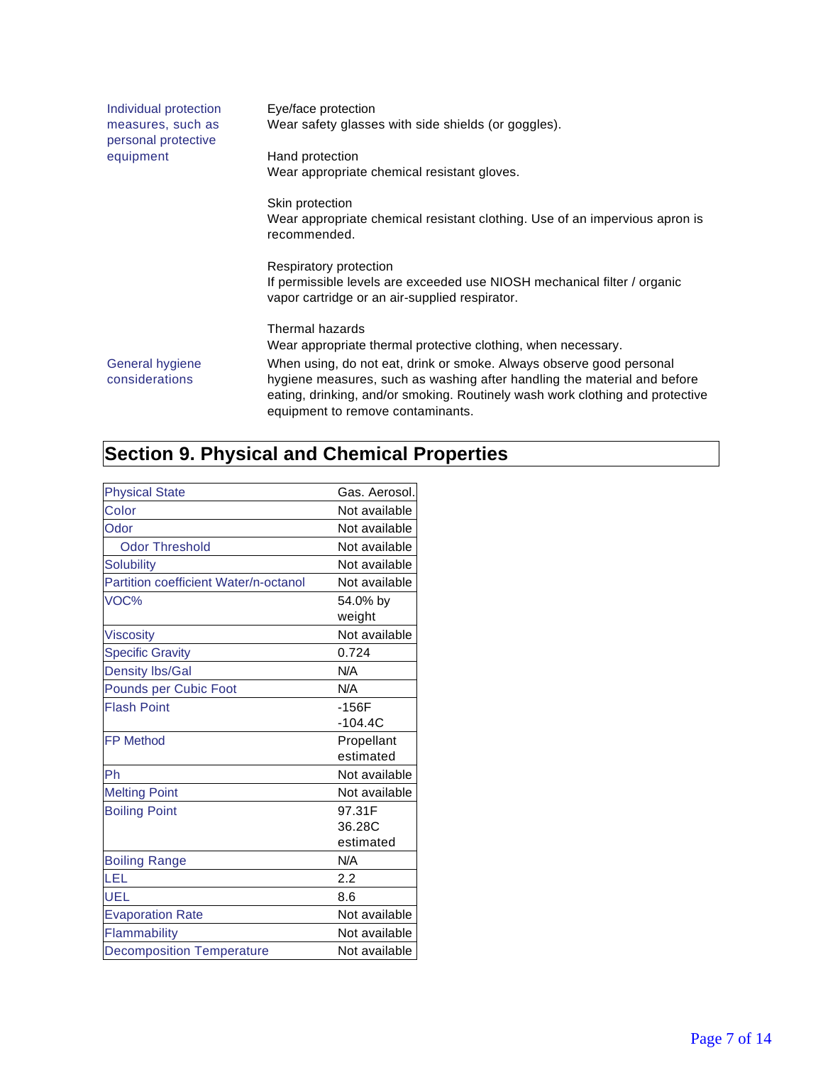| | |
|---|---|
| Individual protection measures, such as personal protective equipment | Eye/face protection<br>Wear safety glasses with side shields (or goggles).<br><br>Hand protection<br>Wear appropriate chemical resistant gloves.<br><br>Skin protection<br>Wear appropriate chemical resistant clothing. Use of an impervious apron is recommended.<br><br>Respiratory protection<br>If permissible levels are exceeded use NIOSH mechanical filter / organic vapor cartridge or an air-supplied respirator.<br><br>Thermal hazards<br>Wear appropriate thermal protective clothing, when necessary. |
| General hygiene considerations | When using, do not eat, drink or smoke. Always observe good personal hygiene measures, such as washing after handling the material and before eating, drinking, and/or smoking. Routinely wash work clothing and protective equipment to remove contaminants. |

## Section 9. Physical and Chemical Properties

| Property | Value |
|---|---|
| Physical State | Gas. Aerosol. |
| Color | Not available |
| Odor | Not available |
| Odor Threshold | Not available |
| Solubility | Not available |
| Partition coefficient Water/n-octanol | Not available |
| VOC% | 54.0% by weight |
| Viscosity | Not available |
| Specific Gravity | 0.724 |
| Density lbs/Gal | N/A |
| Pounds per Cubic Foot | N/A |
| Flash Point | -156F<br>-104.4C |
| FP Method | Propellant estimated |
| Ph | Not available |
| Melting Point | Not available |
| Boiling Point | 97.31F<br>36.28C<br>estimated |
| Boiling Range | N/A |
| LEL | 2.2 |
| UEL | 8.6 |
| Evaporation Rate | Not available |
| Flammability | Not available |
| Decomposition Temperature | Not available |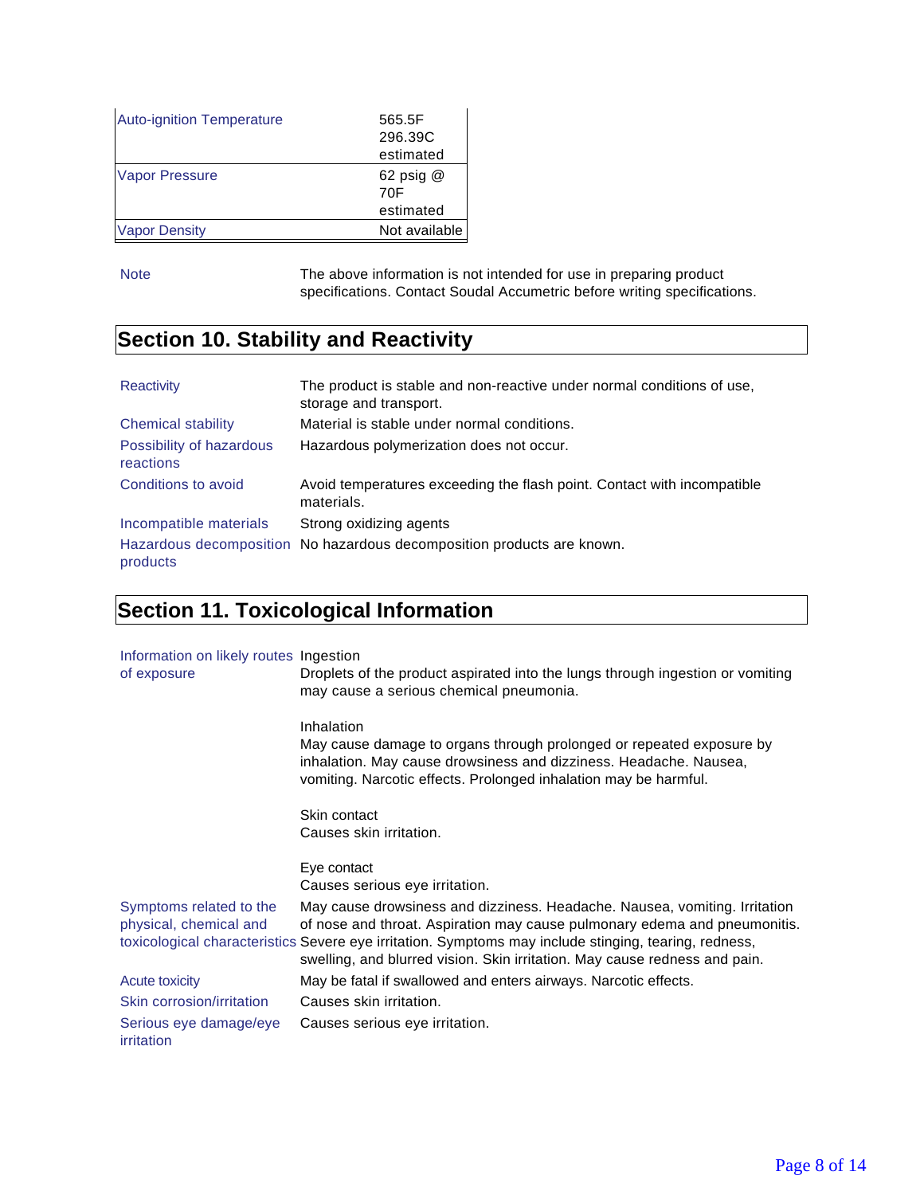| | |
|---|---|
| Auto-ignition Temperature | 565.5F 296.39C estimated |
| Vapor Pressure | 62 psig @ 70F estimated |
| Vapor Density | Not available |

| | |
|---|---|
| Note | The above information is not intended for use in preparing product specifications. Contact Soudal Accumetric before writing specifications. |

## Section 10. Stability and Reactivity

| | |
|---|---|
| Reactivity | The product is stable and non-reactive under normal conditions of use, storage and transport. |
| Chemical stability | Material is stable under normal conditions. |
| Possibility of hazardous reactions | Hazardous polymerization does not occur. |
| Conditions to avoid | Avoid temperatures exceeding the flash point. Contact with incompatible materials. |
| Incompatible materials | Strong oxidizing agents |
| Hazardous decomposition products | No hazardous decomposition products are known. |

## Section 11. Toxicological Information

| | |
|---|---|
| Information on likely routes of exposure | Ingestion<br>Droplets of the product aspirated into the lungs through ingestion or vomiting may cause a serious chemical pneumonia.<br><br>Inhalation<br>May cause damage to organs through prolonged or repeated exposure by inhalation. May cause drowsiness and dizziness. Headache. Nausea, vomiting. Narcotic effects. Prolonged inhalation may be harmful.<br><br>Skin contact<br>Causes skin irritation.<br><br>Eye contact<br>Causes serious eye irritation. |
| Symptoms related to the physical, chemical and toxicological characteristics | May cause drowsiness and dizziness. Headache. Nausea, vomiting. Irritation of nose and throat. Aspiration may cause pulmonary edema and pneumonitis. Severe eye irritation. Symptoms may include stinging, tearing, redness, swelling, and blurred vision. Skin irritation. May cause redness and pain. |
| Acute toxicity | May be fatal if swallowed and enters airways. Narcotic effects. |
| Skin corrosion/irritation | Causes skin irritation. |
| Serious eye damage/eye irritation | Causes serious eye irritation. |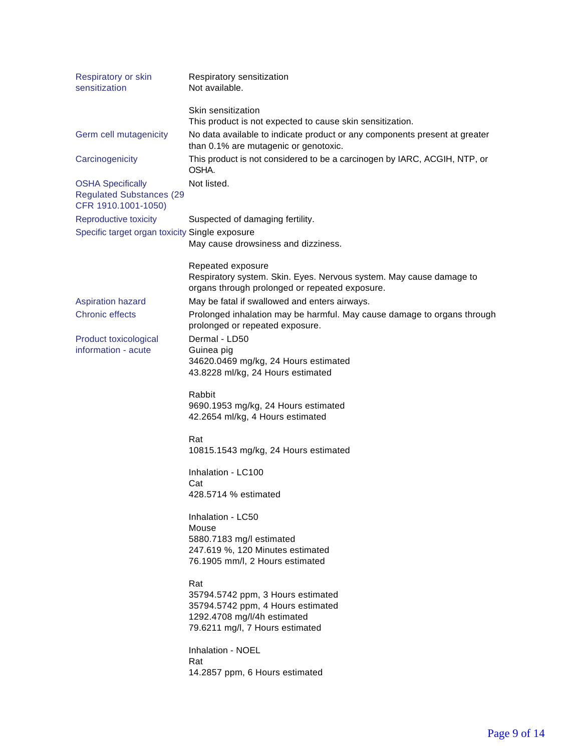| | |
|---|---|
| Respiratory or skin sensitization | Respiratory sensitization<br>Not available.<br><br>Skin sensitization<br>This product is not expected to cause skin sensitization. |
| Germ cell mutagenicity | No data available to indicate product or any components present at greater than 0.1% are mutagenic or genotoxic. |
| Carcinogenicity | This product is not considered to be a carcinogen by IARC, ACGIH, NTP, or OSHA. |
| OSHA Specifically Regulated Substances (29 CFR 1910.1001-1050) | Not listed. |
| Reproductive toxicity | Suspected of damaging fertility. |
| Specific target organ toxicity | Single exposure<br>May cause drowsiness and dizziness.<br><br>Repeated exposure<br>Respiratory system. Skin. Eyes. Nervous system. May cause damage to organs through prolonged or repeated exposure. |
| Aspiration hazard | May be fatal if swallowed and enters airways. |
| Chronic effects | Prolonged inhalation may be harmful. May cause damage to organs through prolonged or repeated exposure. |
| Product toxicological information - acute | Dermal - LD50<br>Guinea pig<br>34620.0469 mg/kg, 24 Hours estimated<br>43.8228 ml/kg, 24 Hours estimated<br><br>Rabbit<br>9690.1953 mg/kg, 24 Hours estimated<br>42.2654 ml/kg, 4 Hours estimated<br><br>Rat<br>10815.1543 mg/kg, 24 Hours estimated<br><br>Inhalation - LC100<br>Cat<br>428.5714 % estimated<br><br>Inhalation - LC50<br>Mouse<br>5880.7183 mg/l estimated<br>247.619 %, 120 Minutes estimated<br>76.1905 mm/l, 2 Hours estimated<br><br>Rat<br>35794.5742 ppm, 3 Hours estimated<br>35794.5742 ppm, 4 Hours estimated<br>1292.4708 mg/l/4h estimated<br>79.6211 mg/l, 7 Hours estimated<br><br>Inhalation - NOEL<br>Rat<br>14.2857 ppm, 6 Hours estimated |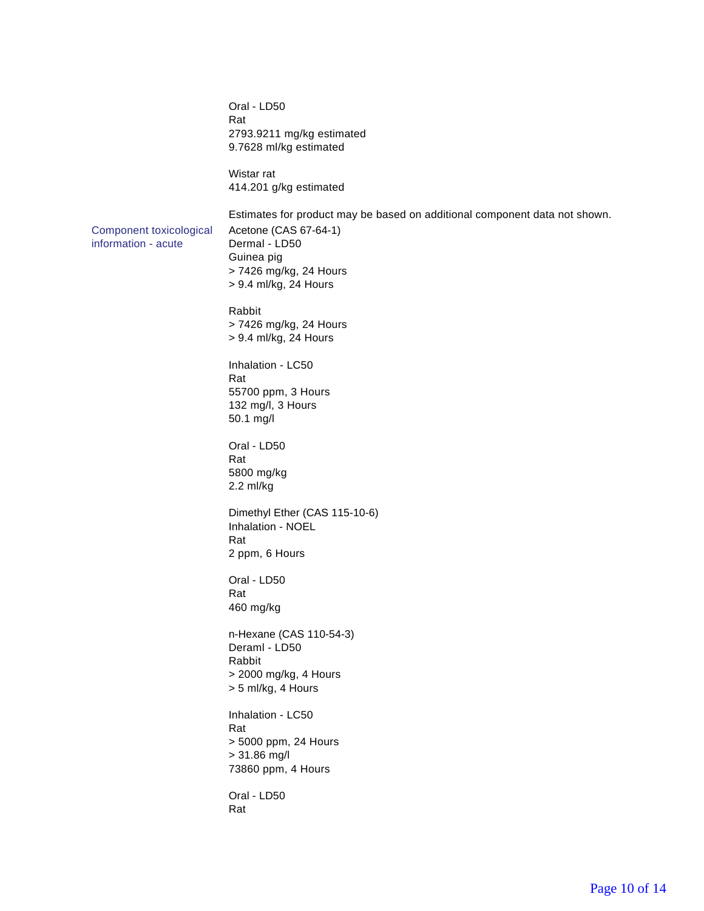Oral - LD50
Rat
2793.9211 mg/kg estimated
9.7628 ml/kg estimated

Wistar rat
414.201 g/kg estimated

Estimates for product may be based on additional component data not shown.

**Component toxicological information - acute**

Acetone (CAS 67-64-1)
Dermal - LD50
Guinea pig
> 7426 mg/kg, 24 Hours
> 9.4 ml/kg, 24 Hours

Rabbit
> 7426 mg/kg, 24 Hours
> 9.4 ml/kg, 24 Hours

Inhalation - LC50
Rat
55700 ppm, 3 Hours
132 mg/l, 3 Hours
50.1 mg/l

Oral - LD50
Rat
5800 mg/kg
2.2 ml/kg

Dimethyl Ether (CAS 115-10-6)
Inhalation - NOEL
Rat
2 ppm, 6 Hours

Oral - LD50
Rat
460 mg/kg

n-Hexane (CAS 110-54-3)
Deraml - LD50
Rabbit
> 2000 mg/kg, 4 Hours
> 5 ml/kg, 4 Hours

Inhalation - LC50
Rat
> 5000 ppm, 24 Hours
> 31.86 mg/l
73860 ppm, 4 Hours

Oral - LD50
Rat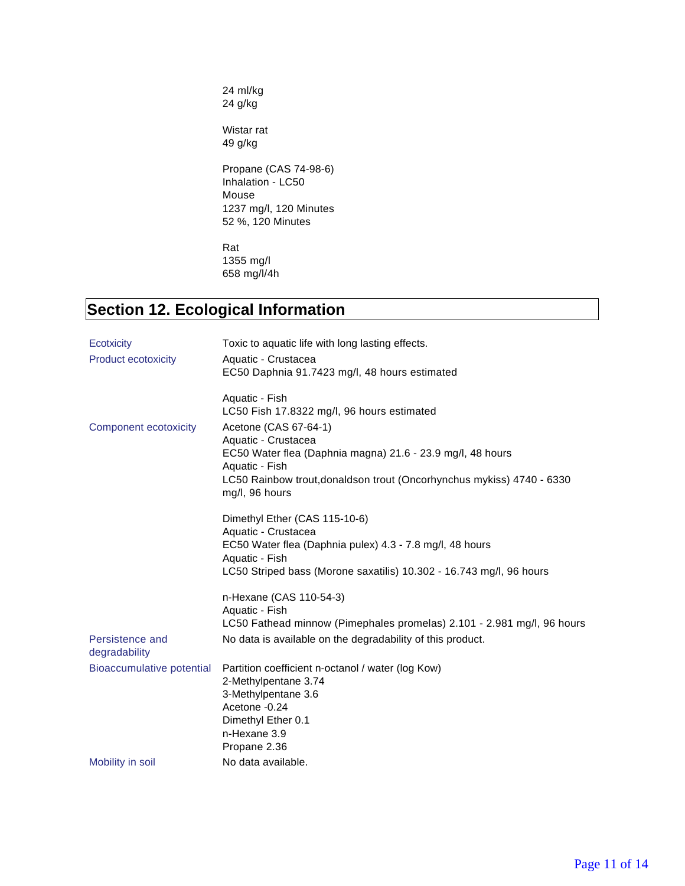24 ml/kg
24 g/kg

Wistar rat
49 g/kg

Propane (CAS 74-98-6)
Inhalation - LC50
Mouse
1237 mg/l, 120 Minutes
52 %, 120 Minutes

Rat
1355 mg/l
658 mg/l/4h

## Section 12. Ecological Information

| | |
|---|---|
| Ecotxicity | Toxic to aquatic life with long lasting effects. |
| Product ecotoxicity | Aquatic - Crustacea<br>EC50 Daphnia 91.7423 mg/l, 48 hours estimated<br><br>Aquatic - Fish<br>LC50 Fish 17.8322 mg/l, 96 hours estimated |
| Component ecotoxicity | Acetone (CAS 67-64-1)<br>Aquatic - Crustacea<br>EC50 Water flea (Daphnia magna) 21.6 - 23.9 mg/l, 48 hours<br>Aquatic - Fish<br>LC50 Rainbow trout,donaldson trout (Oncorhynchus mykiss) 4740 - 6330 mg/l, 96 hours<br><br>Dimethyl Ether (CAS 115-10-6)<br>Aquatic - Crustacea<br>EC50 Water flea (Daphnia pulex) 4.3 - 7.8 mg/l, 48 hours<br>Aquatic - Fish<br>LC50 Striped bass (Morone saxatilis) 10.302 - 16.743 mg/l, 96 hours<br><br>n-Hexane (CAS 110-54-3)<br>Aquatic - Fish<br>LC50 Fathead minnow (Pimephales promelas) 2.101 - 2.981 mg/l, 96 hours |
| Persistence and degradability | No data is available on the degradability of this product. |
| Bioaccumulative potential | Partition coefficient n-octanol / water (log Kow)<br>2-Methylpentane 3.74<br>3-Methylpentane 3.6<br>Acetone -0.24<br>Dimethyl Ether 0.1<br>n-Hexane 3.9<br>Propane 2.36 |
| Mobility in soil | No data available. |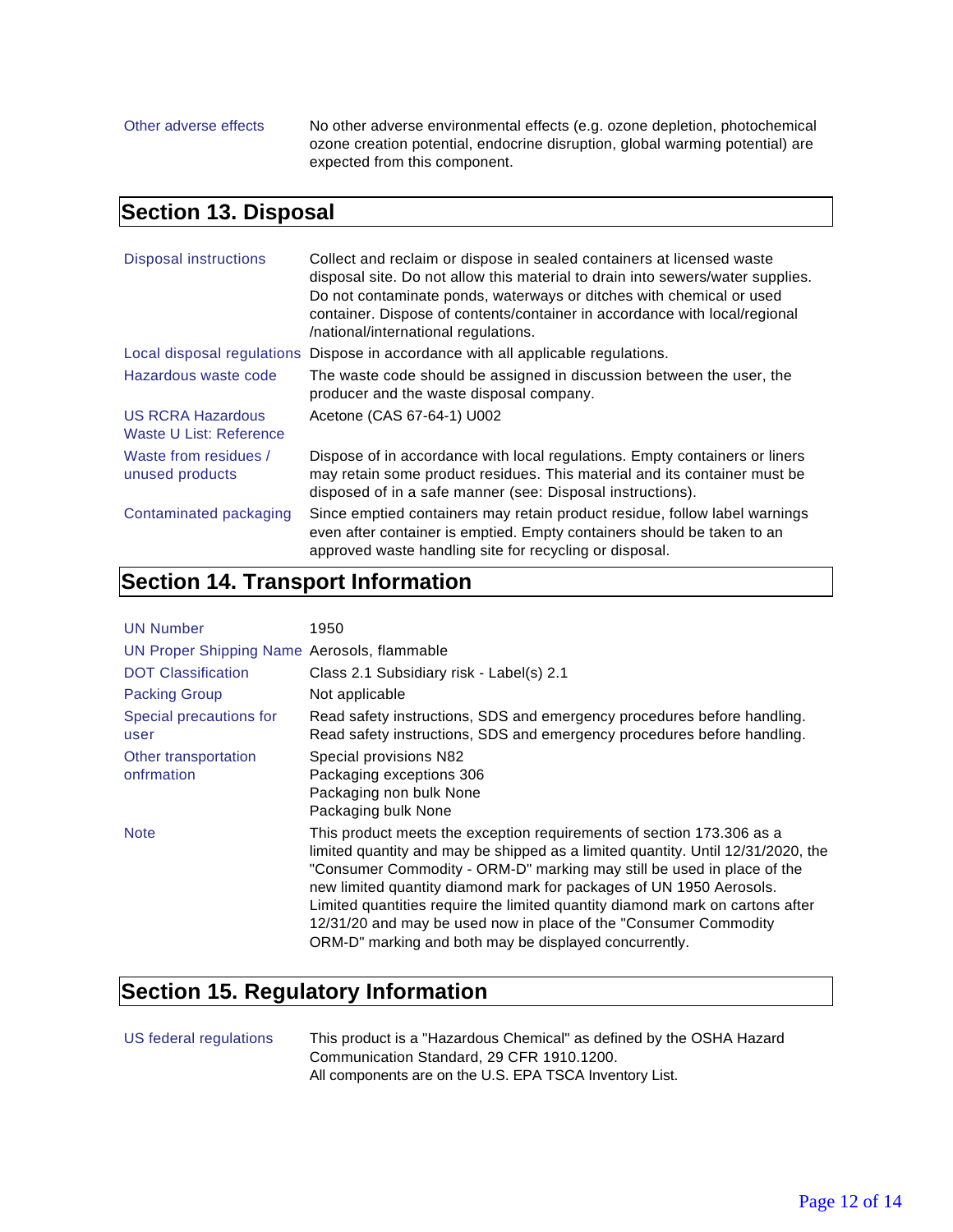| | |
|---|---|
| Other adverse effects | No other adverse environmental effects (e.g. ozone depletion, photochemical ozone creation potential, endocrine disruption, global warming potential) are expected from this component. |

## Section 13. Disposal

| | |
|---|---|
| Disposal instructions | Collect and reclaim or dispose in sealed containers at licensed waste disposal site. Do not allow this material to drain into sewers/water supplies. Do not contaminate ponds, waterways or ditches with chemical or used container. Dispose of contents/container in accordance with local/regional /national/international regulations. |
| Local disposal regulations | Dispose in accordance with all applicable regulations. |
| Hazardous waste code | The waste code should be assigned in discussion between the user, the producer and the waste disposal company. |
| US RCRA Hazardous Waste U List: Reference | Acetone (CAS 67-64-1) U002 |
| Waste from residues / unused products | Dispose of in accordance with local regulations. Empty containers or liners may retain some product residues. This material and its container must be disposed of in a safe manner (see: Disposal instructions). |
| Contaminated packaging | Since emptied containers may retain product residue, follow label warnings even after container is emptied. Empty containers should be taken to an approved waste handling site for recycling or disposal. |

## Section 14. Transport Information

| | |
|---|---|
| UN Number | 1950 |
| UN Proper Shipping Name | Aerosols, flammable |
| DOT Classification | Class 2.1 Subsidiary risk - Label(s) 2.1 |
| Packing Group | Not applicable |
| Special precautions for user | Read safety instructions, SDS and emergency procedures before handling.<br>Read safety instructions, SDS and emergency procedures before handling. |
| Other transportation onfrmation | Special provisions N82<br>Packaging exceptions 306<br>Packaging non bulk None<br>Packaging bulk None |
| Note | This product meets the exception requirements of section 173.306 as a limited quantity and may be shipped as a limited quantity. Until 12/31/2020, the "Consumer Commodity - ORM-D" marking may still be used in place of the new limited quantity diamond mark for packages of UN 1950 Aerosols. Limited quantities require the limited quantity diamond mark on cartons after 12/31/20 and may be used now in place of the "Consumer Commodity ORM-D" marking and both may be displayed concurrently. |

## Section 15. Regulatory Information

| | |
|---|---|
| US federal regulations | This product is a "Hazardous Chemical" as defined by the OSHA Hazard Communication Standard, 29 CFR 1910.1200.<br>All components are on the U.S. EPA TSCA Inventory List. |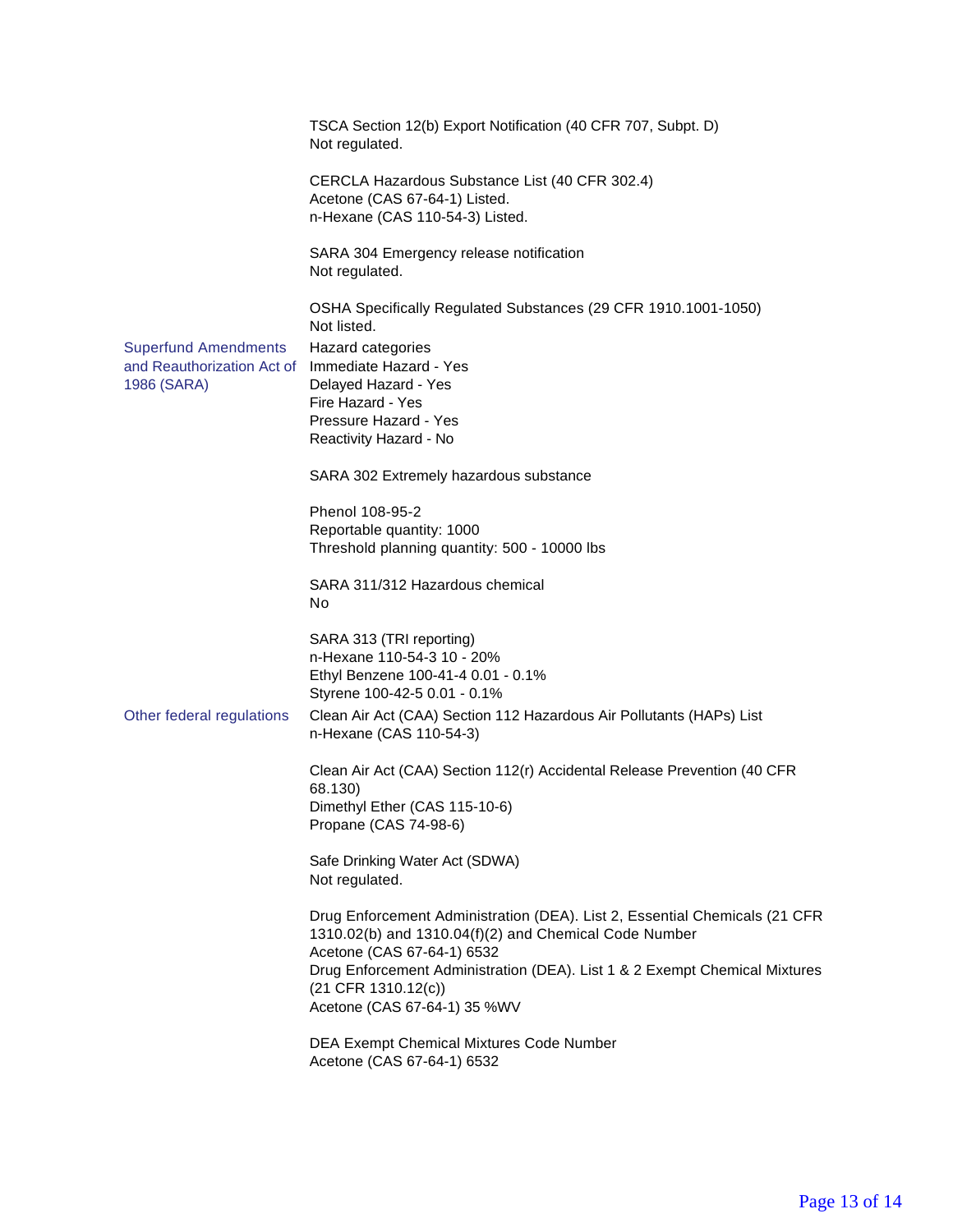TSCA Section 12(b) Export Notification (40 CFR 707, Subpt. D)
Not regulated.

CERCLA Hazardous Substance List (40 CFR 302.4)
Acetone (CAS 67-64-1) Listed.
n-Hexane (CAS 110-54-3) Listed.

SARA 304 Emergency release notification
Not regulated.

OSHA Specifically Regulated Substances (29 CFR 1910.1001-1050)
Not listed.

**Superfund Amendments and Reauthorization Act of 1986 (SARA)**

Hazard categories
Immediate Hazard - Yes
Delayed Hazard - Yes
Fire Hazard - Yes
Pressure Hazard - Yes
Reactivity Hazard - No

SARA 302 Extremely hazardous substance

Phenol 108-95-2
Reportable quantity: 1000
Threshold planning quantity: 500 - 10000 lbs

SARA 311/312 Hazardous chemical
No

SARA 313 (TRI reporting)
n-Hexane 110-54-3 10 - 20%
Ethyl Benzene 100-41-4 0.01 - 0.1%
Styrene 100-42-5 0.01 - 0.1%

**Other federal regulations**

Clean Air Act (CAA) Section 112 Hazardous Air Pollutants (HAPs) List
n-Hexane (CAS 110-54-3)

Clean Air Act (CAA) Section 112(r) Accidental Release Prevention (40 CFR 68.130)
Dimethyl Ether (CAS 115-10-6)
Propane (CAS 74-98-6)

Safe Drinking Water Act (SDWA)
Not regulated.

Drug Enforcement Administration (DEA). List 2, Essential Chemicals (21 CFR 1310.02(b) and 1310.04(f)(2) and Chemical Code Number
Acetone (CAS 67-64-1) 6532
Drug Enforcement Administration (DEA). List 1 & 2 Exempt Chemical Mixtures (21 CFR 1310.12(c))
Acetone (CAS 67-64-1) 35 %WV

DEA Exempt Chemical Mixtures Code Number
Acetone (CAS 67-64-1) 6532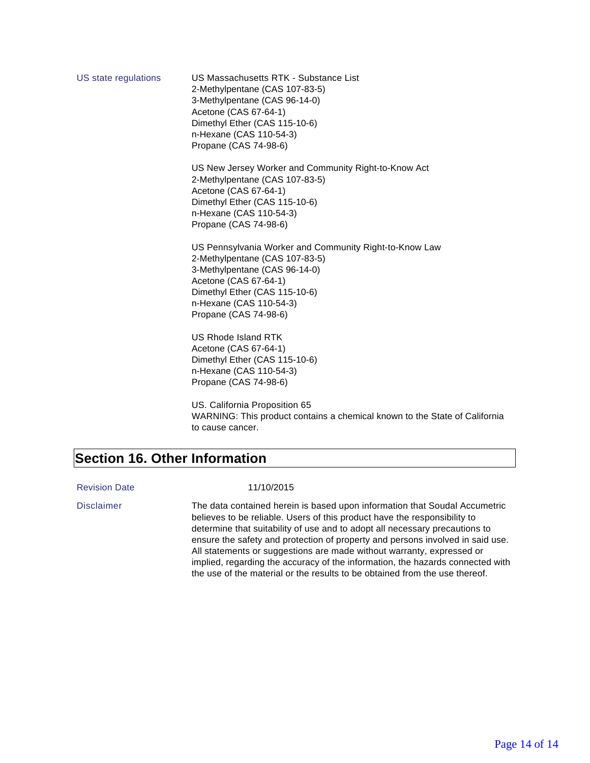**US state regulations**

US Massachusetts RTK - Substance List
2-Methylpentane (CAS 107-83-5)
3-Methylpentane (CAS 96-14-0)
Acetone (CAS 67-64-1)
Dimethyl Ether (CAS 115-10-6)
n-Hexane (CAS 110-54-3)
Propane (CAS 74-98-6)

US New Jersey Worker and Community Right-to-Know Act
2-Methylpentane (CAS 107-83-5)
Acetone (CAS 67-64-1)
Dimethyl Ether (CAS 115-10-6)
n-Hexane (CAS 110-54-3)
Propane (CAS 74-98-6)

US Pennsylvania Worker and Community Right-to-Know Law
2-Methylpentane (CAS 107-83-5)
3-Methylpentane (CAS 96-14-0)
Acetone (CAS 67-64-1)
Dimethyl Ether (CAS 115-10-6)
n-Hexane (CAS 110-54-3)
Propane (CAS 74-98-6)

US Rhode Island RTK
Acetone (CAS 67-64-1)
Dimethyl Ether (CAS 115-10-6)
n-Hexane (CAS 110-54-3)
Propane (CAS 74-98-6)

US. California Proposition 65
WARNING: This product contains a chemical known to the State of California to cause cancer.

## Section 16. Other Information

**Revision Date** 11/10/2015

**Disclaimer** The data contained herein is based upon information that Soudal Accumetric believes to be reliable. Users of this product have the responsibility to determine that suitability of use and to adopt all necessary precautions to ensure the safety and protection of property and persons involved in said use. All statements or suggestions are made without warranty, expressed or implied, regarding the accuracy of the information, the hazards connected with the use of the material or the results to be obtained from the use thereof.